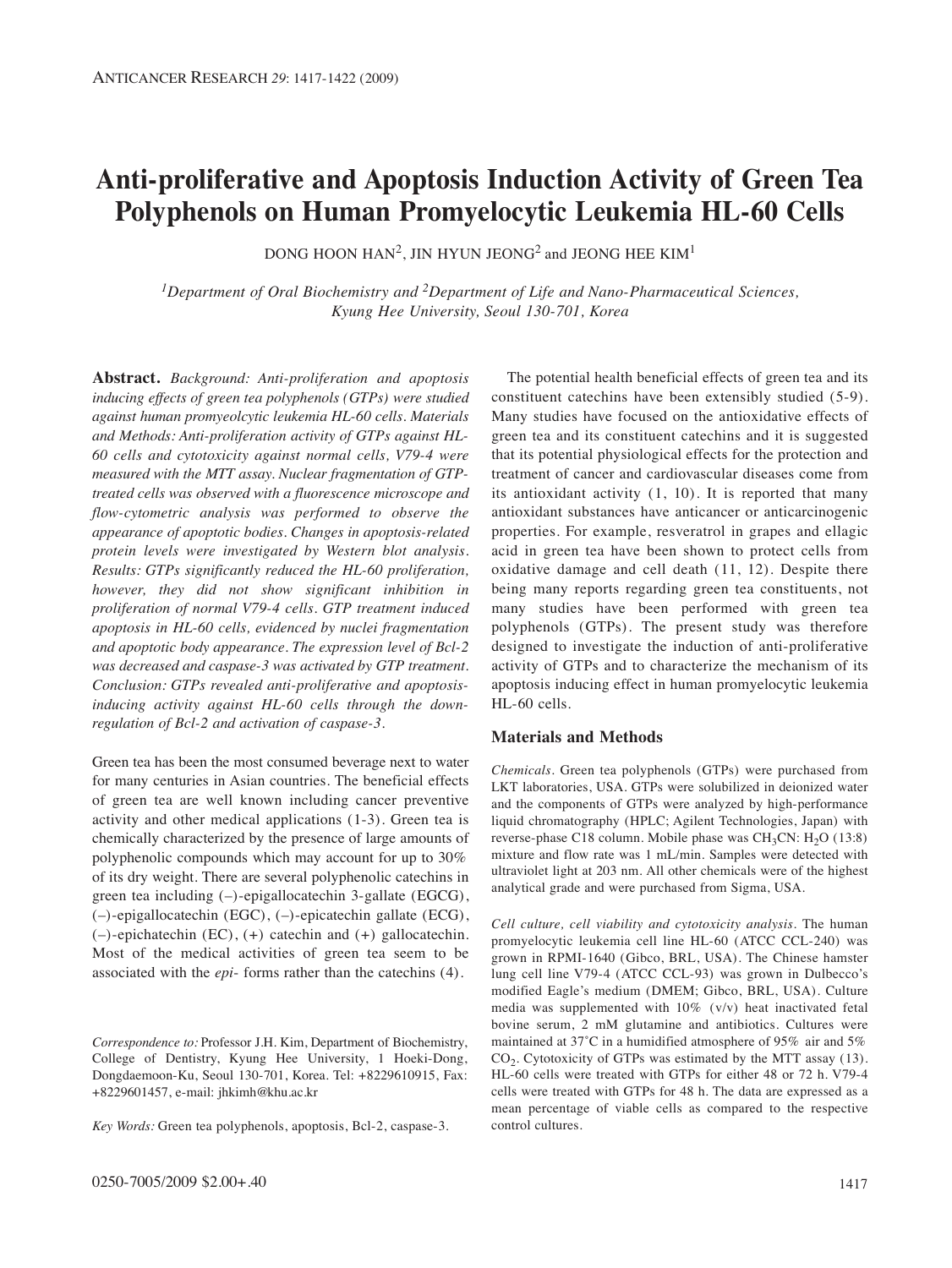# Anti-proliferative and Apoptosis Induction Activity of Green Tea Polyphenols on Human Promyelocytic Leukemia HL-60 Cells

DONG HOON HAN[2], JIN HYUN JEONG[2] and JEONG HEE KIM[1]

*[1]Department of Oral Biochemistry and [2]Department of Life and Nano-Pharmaceutical Sciences, Kyung Hee University, Seoul 130-701, Korea*

**Abstract.** *Background: Anti-proliferation and apoptosis inducing effects of green tea polyphenols (GTPs) were studied against human promyeolcytic leukemia HL-60 cells. Materials and Methods: Anti-proliferation activity of GTPs against HL-60 cells and cytotoxicity against normal cells, V79-4 were measured with the MTT assay. Nuclear fragmentation of GTP-treated cells was observed with a fluorescence microscope and flow-cytometric analysis was performed to observe the appearance of apoptotic bodies. Changes in apoptosis-related protein levels were investigated by Western blot analysis. Results: GTPs significantly reduced the HL-60 proliferation, however, they did not show significant inhibition in proliferation of normal V79-4 cells. GTP treatment induced apoptosis in HL-60 cells, evidenced by nuclei fragmentation and apoptotic body appearance. The expression level of Bcl-2 was decreased and caspase-3 was activated by GTP treatment. Conclusion: GTPs revealed anti-proliferative and apoptosis-inducing activity against HL-60 cells through the down-regulation of Bcl-2 and activation of caspase-3.*

Green tea has been the most consumed beverage next to water for many centuries in Asian countries. The beneficial effects of green tea are well known including cancer preventive activity and other medical applications (1-3). Green tea is chemically characterized by the presence of large amounts of polyphenolic compounds which may account for up to 30% of its dry weight. There are several polyphenolic catechins in green tea including (–)-epigallocatechin 3-gallate (EGCG), (–)-epigallocatechin (EGC), (–)-epicatechin gallate (ECG), (–)-epichatechin (EC), (+) catechin and (+) gallocatechin. Most of the medical activities of green tea seem to be associated with the *epi-* forms rather than the catechins (4).

*Correspondence to:* Professor J.H. Kim, Department of Biochemistry, College of Dentistry, Kyung Hee University, 1 Hoeki-Dong, Dongdaemoon-Ku, Seoul 130-701, Korea. Tel: +8229610915, Fax: +8229601457, e-mail: jhkimh@khu.ac.kr

*Key Words:* Green tea polyphenols, apoptosis, Bcl-2, caspase-3.

The potential health beneficial effects of green tea and its constituent catechins have been extensibly studied (5-9). Many studies have focused on the antioxidative effects of green tea and its constituent catechins and it is suggested that its potential physiological effects for the protection and treatment of cancer and cardiovascular diseases come from its antioxidant activity (1, 10). It is reported that many antioxidant substances have anticancer or anticarcinogenic properties. For example, resveratrol in grapes and ellagic acid in green tea have been shown to protect cells from oxidative damage and cell death (11, 12). Despite there being many reports regarding green tea constituents, not many studies have been performed with green tea polyphenols (GTPs). The present study was therefore designed to investigate the induction of anti-proliferative activity of GTPs and to characterize the mechanism of its apoptosis inducing effect in human promyelocytic leukemia HL-60 cells.

## Materials and Methods

*Chemicals.* Green tea polyphenols (GTPs) were purchased from LKT laboratories, USA. GTPs were solubilized in deionized water and the components of GTPs were analyzed by high-performance liquid chromatography (HPLC; Agilent Technologies, Japan) with reverse-phase C18 column. Mobile phase was $CH_3CN$: $H_2O$ (13:8) mixture and flow rate was 1 mL/min. Samples were detected with ultraviolet light at 203 nm. All other chemicals were of the highest analytical grade and were purchased from Sigma, USA.

*Cell culture, cell viability and cytotoxicity analysis.* The human promyelocytic leukemia cell line HL-60 (ATCC CCL-240) was grown in RPMI-1640 (Gibco, BRL, USA). The Chinese hamster lung cell line V79-4 (ATCC CCL-93) was grown in Dulbecco's modified Eagle's medium (DMEM; Gibco, BRL, USA). Culture media was supplemented with 10% (v/v) heat inactivated fetal bovine serum, 2 mM glutamine and antibiotics. Cultures were maintained at 37˚C in a humidified atmosphere of 95% air and 5% $CO_2$. Cytotoxicity of GTPs was estimated by the MTT assay (13). HL-60 cells were treated with GTPs for either 48 or 72 h. V79-4 cells were treated with GTPs for 48 h. The data are expressed as a mean percentage of viable cells as compared to the respective control cultures.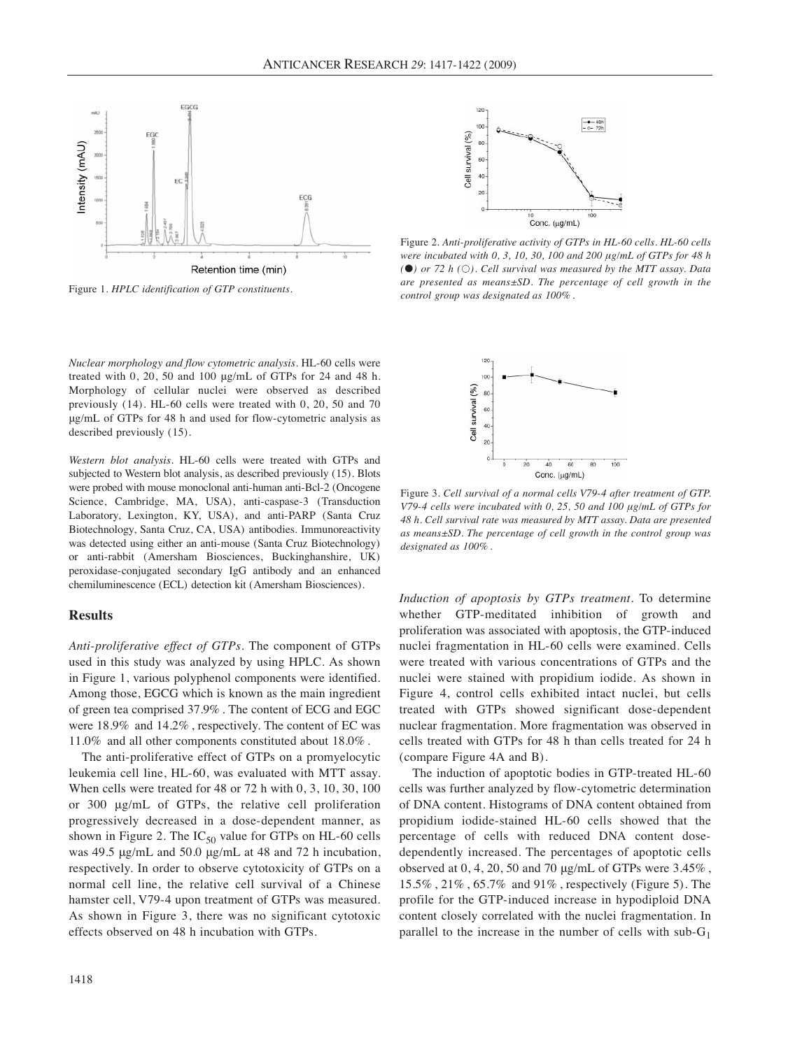Figure 1. *HPLC identification of GTP constituents.*

Figure 2. *Anti-proliferative activity of GTPs in HL-60 cells. HL-60 cells were incubated with 0, 3, 10, 30, 100 and 200 µg/mL of GTPs for 48 h (●) or 72 h (○). Cell survival was measured by the MTT assay. Data are presented as means±SD. The percentage of cell growth in the control group was designated as 100%.*

Figure 3. *Cell survival of a normal cells V79-4 after treatment of GTP. V79-4 cells were incubated with 0, 25, 50 and 100 µg/mL of GTPs for 48 h. Cell survival rate was measured by MTT assay. Data are presented as means±SD. The percentage of cell growth in the control group was designated as 100%.*

*Nuclear morphology and flow cytometric analysis.* HL-60 cells were treated with 0, 20, 50 and 100 µg/mL of GTPs for 24 and 48 h. Morphology of cellular nuclei were observed as described previously (14). HL-60 cells were treated with 0, 20, 50 and 70 µg/mL of GTPs for 48 h and used for flow-cytometric analysis as described previously (15).

*Western blot analysis.* HL-60 cells were treated with GTPs and subjected to Western blot analysis, as described previously (15). Blots were probed with mouse monoclonal anti-human anti-Bcl-2 (Oncogene Science, Cambridge, MA, USA), anti-caspase-3 (Transduction Laboratory, Lexington, KY, USA), and anti-PARP (Santa Cruz Biotechnology, Santa Cruz, CA, USA) antibodies. Immunoreactivity was detected using either an anti-mouse (Santa Cruz Biotechnology) or anti-rabbit (Amersham Biosciences, Buckinghamshire, UK) peroxidase-conjugated secondary IgG antibody and an enhanced chemiluminescence (ECL) detection kit (Amersham Biosciences).

## Results

*Anti-proliferative effect of GTPs.* The component of GTPs used in this study was analyzed by using HPLC. As shown in Figure 1, various polyphenol components were identified. Among those, EGCG which is known as the main ingredient of green tea comprised 37.9%. The content of ECG and EGC were 18.9% and 14.2%, respectively. The content of EC was 11.0% and all other components constituted about 18.0%.

The anti-proliferative effect of GTPs on a promyelocytic leukemia cell line, HL-60, was evaluated with MTT assay. When cells were treated for 48 or 72 h with 0, 3, 10, 30, 100 or 300 µg/mL of GTPs, the relative cell proliferation progressively decreased in a dose-dependent manner, as shown in Figure 2. The $IC_{50}$ value for GTPs on HL-60 cells was 49.5 µg/mL and 50.0 µg/mL at 48 and 72 h incubation, respectively. In order to observe cytotoxicity of GTPs on a normal cell line, the relative cell survival of a Chinese hamster cell, V79-4 upon treatment of GTPs was measured. As shown in Figure 3, there was no significant cytotoxic effects observed on 48 h incubation with GTPs.

*Induction of apoptosis by GTPs treatment.* To determine whether GTP-meditated inhibition of growth and proliferation was associated with apoptosis, the GTP-induced nuclei fragmentation in HL-60 cells were examined. Cells were treated with various concentrations of GTPs and the nuclei were stained with propidium iodide. As shown in Figure 4, control cells exhibited intact nuclei, but cells treated with GTPs showed significant dose-dependent nuclear fragmentation. More fragmentation was observed in cells treated with GTPs for 48 h than cells treated for 24 h (compare Figure 4A and B).

The induction of apoptotic bodies in GTP-treated HL-60 cells was further analyzed by flow-cytometric determination of DNA content. Histograms of DNA content obtained from propidium iodide-stained HL-60 cells showed that the percentage of cells with reduced DNA content dose-dependently increased. The percentages of apoptotic cells observed at 0, 4, 20, 50 and 70 µg/mL of GTPs were 3.45%, 15.5%, 21%, 65.7% and 91%, respectively (Figure 5). The profile for the GTP-induced increase in hypodiploid DNA content closely correlated with the nuclei fragmentation. In parallel to the increase in the number of cells with sub-$G_1$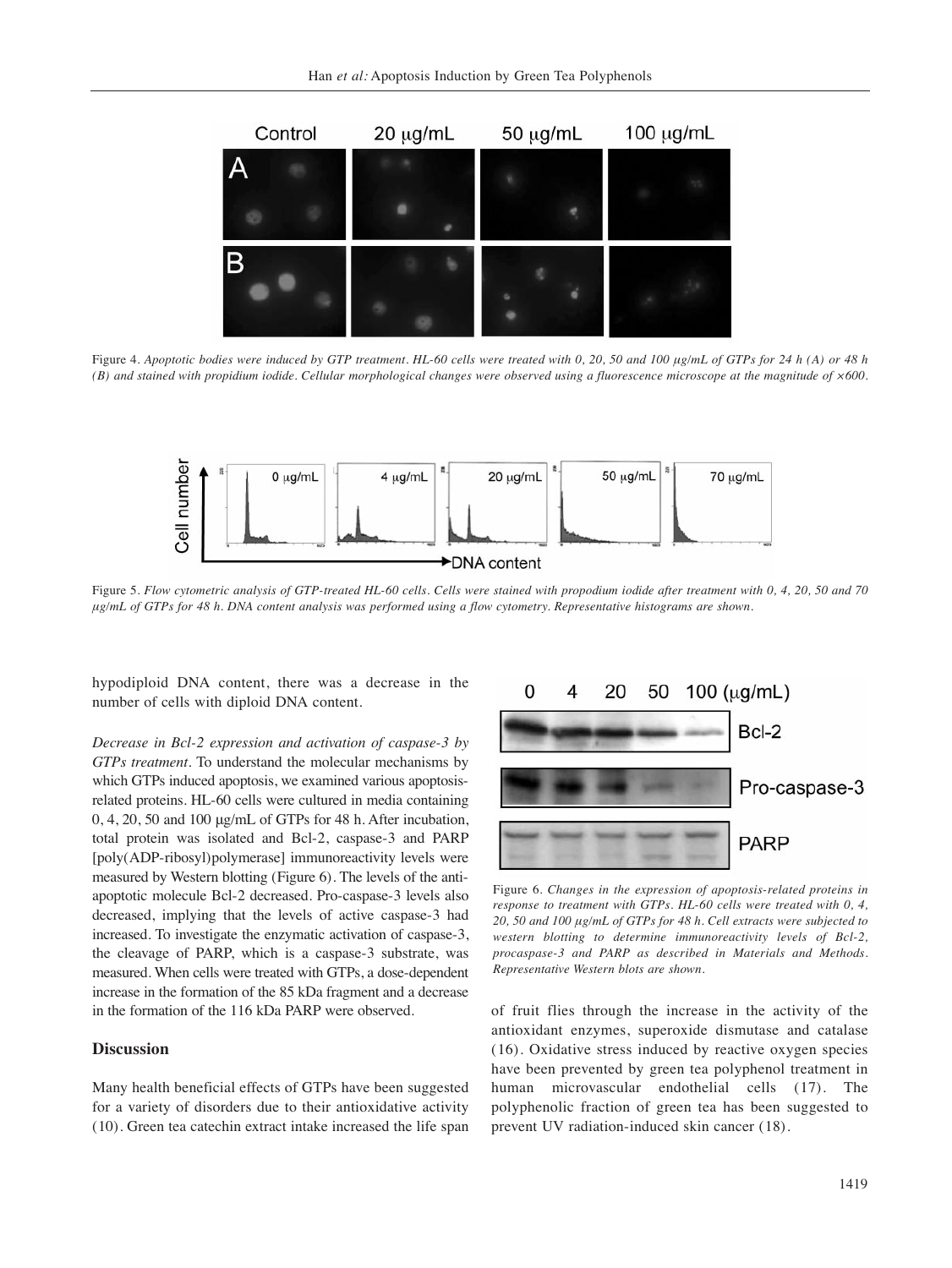Figure 4. *Apoptotic bodies were induced by GTP treatment. HL-60 cells were treated with 0, 20, 50 and 100 μg/mL of GTPs for 24 h (A) or 48 h (B) and stained with propidium iodide. Cellular morphological changes were observed using a fluorescence microscope at the magnitude of ×600.*

Figure 5. *Flow cytometric analysis of GTP-treated HL-60 cells. Cells were stained with propodium iodide after treatment with 0, 4, 20, 50 and 70 μg/mL of GTPs for 48 h. DNA content analysis was performed using a flow cytometry. Representative histograms are shown.*

hypodiploid DNA content, there was a decrease in the number of cells with diploid DNA content.

*Decrease in Bcl-2 expression and activation of caspase-3 by GTPs treatment*. To understand the molecular mechanisms by which GTPs induced apoptosis, we examined various apoptosis-related proteins. HL-60 cells were cultured in media containing 0, 4, 20, 50 and 100 μg/mL of GTPs for 48 h. After incubation, total protein was isolated and Bcl-2, caspase-3 and PARP [poly(ADP-ribosyl)polymerase] immunoreactivity levels were measured by Western blotting (Figure 6). The levels of the anti-apoptotic molecule Bcl-2 decreased. Pro-caspase-3 levels also decreased, implying that the levels of active caspase-3 had increased. To investigate the enzymatic activation of caspase-3, the cleavage of PARP, which is a caspase-3 substrate, was measured. When cells were treated with GTPs, a dose-dependent increase in the formation of the 85 kDa fragment and a decrease in the formation of the 116 kDa PARP were observed.

Figure 6. *Changes in the expression of apoptosis-related proteins in response to treatment with GTPs. HL-60 cells were treated with 0, 4, 20, 50 and 100 μg/mL of GTPs for 48 h. Cell extracts were subjected to western blotting to determine immunoreactivity levels of Bcl-2, procaspase-3 and PARP as described in Materials and Methods. Representative Western blots are shown.*

## Discussion

Many health beneficial effects of GTPs have been suggested for a variety of disorders due to their antioxidative activity (10). Green tea catechin extract intake increased the life span of fruit flies through the increase in the activity of the antioxidant enzymes, superoxide dismutase and catalase (16). Oxidative stress induced by reactive oxygen species have been prevented by green tea polyphenol treatment in human microvascular endothelial cells (17). The polyphenolic fraction of green tea has been suggested to prevent UV radiation-induced skin cancer (18).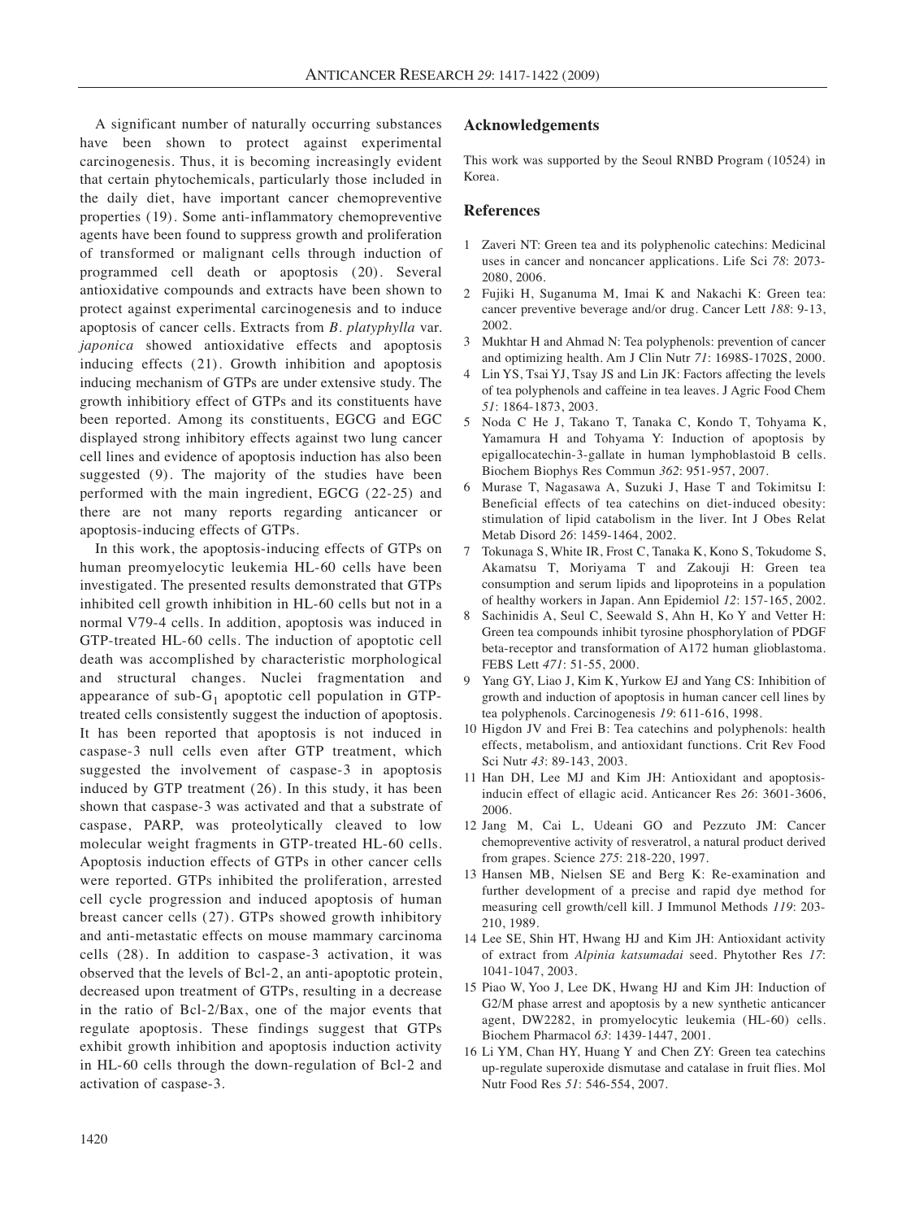A significant number of naturally occurring substances have been shown to protect against experimental carcinogenesis. Thus, it is becoming increasingly evident that certain phytochemicals, particularly those included in the daily diet, have important cancer chemopreventive properties (19). Some anti-inflammatory chemopreventive agents have been found to suppress growth and proliferation of transformed or malignant cells through induction of programmed cell death or apoptosis (20). Several antioxidative compounds and extracts have been shown to protect against experimental carcinogenesis and to induce apoptosis of cancer cells. Extracts from *B. platyphylla* var. *japonica* showed antioxidative effects and apoptosis inducing effects (21). Growth inhibition and apoptosis inducing mechanism of GTPs are under extensive study. The growth inhibitiory effect of GTPs and its constituents have been reported. Among its constituents, EGCG and EGC displayed strong inhibitory effects against two lung cancer cell lines and evidence of apoptosis induction has also been suggested (9). The majority of the studies have been performed with the main ingredient, EGCG (22-25) and there are not many reports regarding anticancer or apoptosis-inducing effects of GTPs.

In this work, the apoptosis-inducing effects of GTPs on human preomyelocytic leukemia HL-60 cells have been investigated. The presented results demonstrated that GTPs inhibited cell growth inhibition in HL-60 cells but not in a normal V79-4 cells. In addition, apoptosis was induced in GTP-treated HL-60 cells. The induction of apoptotic cell death was accomplished by characteristic morphological and structural changes. Nuclei fragmentation and appearance of sub-$G_1$ apoptotic cell population in GTP-treated cells consistently suggest the induction of apoptosis. It has been reported that apoptosis is not induced in caspase-3 null cells even after GTP treatment, which suggested the involvement of caspase-3 in apoptosis induced by GTP treatment (26). In this study, it has been shown that caspase-3 was activated and that a substrate of caspase, PARP, was proteolytically cleaved to low molecular weight fragments in GTP-treated HL-60 cells. Apoptosis induction effects of GTPs in other cancer cells were reported. GTPs inhibited the proliferation, arrested cell cycle progression and induced apoptosis of human breast cancer cells (27). GTPs showed growth inhibitory and anti-metastatic effects on mouse mammary carcinoma cells (28). In addition to caspase-3 activation, it was observed that the levels of Bcl-2, an anti-apoptotic protein, decreased upon treatment of GTPs, resulting in a decrease in the ratio of Bcl-2/Bax, one of the major events that regulate apoptosis. These findings suggest that GTPs exhibit growth inhibition and apoptosis induction activity in HL-60 cells through the down-regulation of Bcl-2 and activation of caspase-3.

## Acknowledgements

This work was supported by the Seoul RNBD Program (10524) in Korea.

## References

1 Zaveri NT: Green tea and its polyphenolic catechins: Medicinal uses in cancer and noncancer applications. Life Sci *78*: 2073-2080, 2006.

2 Fujiki H, Suganuma M, Imai K and Nakachi K: Green tea: cancer preventive beverage and/or drug. Cancer Lett *188*: 9-13, 2002.

3 Mukhtar H and Ahmad N: Tea polyphenols: prevention of cancer and optimizing health. Am J Clin Nutr *71*: 1698S-1702S, 2000.

4 Lin YS, Tsai YJ, Tsay JS and Lin JK: Factors affecting the levels of tea polyphenols and caffeine in tea leaves. J Agric Food Chem *51*: 1864-1873, 2003.

5 Noda C He J, Takano T, Tanaka C, Kondo T, Tohyama K, Yamamura H and Tohyama Y: Induction of apoptosis by epigallocatechin-3-gallate in human lymphoblastoid B cells. Biochem Biophys Res Commun *362*: 951-957, 2007.

6 Murase T, Nagasawa A, Suzuki J, Hase T and Tokimitsu I: Beneficial effects of tea catechins on diet-induced obesity: stimulation of lipid catabolism in the liver. Int J Obes Relat Metab Disord *26*: 1459-1464, 2002.

7 Tokunaga S, White IR, Frost C, Tanaka K, Kono S, Tokudome S, Akamatsu T, Moriyama T and Zakouji H: Green tea consumption and serum lipids and lipoproteins in a population of healthy workers in Japan. Ann Epidemiol *12*: 157-165, 2002.

8 Sachinidis A, Seul C, Seewald S, Ahn H, Ko Y and Vetter H: Green tea compounds inhibit tyrosine phosphorylation of PDGF beta-receptor and transformation of A172 human glioblastoma. FEBS Lett *471*: 51-55, 2000.

9 Yang GY, Liao J, Kim K, Yurkow EJ and Yang CS: Inhibition of growth and induction of apoptosis in human cancer cell lines by tea polyphenols. Carcinogenesis *19*: 611-616, 1998.

10 Higdon JV and Frei B: Tea catechins and polyphenols: health effects, metabolism, and antioxidant functions. Crit Rev Food Sci Nutr *43*: 89-143, 2003.

11 Han DH, Lee MJ and Kim JH: Antioxidant and apoptosis-inducin effect of ellagic acid. Anticancer Res *26*: 3601-3606, 2006.

12 Jang M, Cai L, Udeani GO and Pezzuto JM: Cancer chemopreventive activity of resveratrol, a natural product derived from grapes. Science *275*: 218-220, 1997.

13 Hansen MB, Nielsen SE and Berg K: Re-examination and further development of a precise and rapid dye method for measuring cell growth/cell kill. J Immunol Methods *119*: 203-210, 1989.

14 Lee SE, Shin HT, Hwang HJ and Kim JH: Antioxidant activity of extract from *Alpinia katsumadai* seed. Phytother Res *17*: 1041-1047, 2003.

15 Piao W, Yoo J, Lee DK, Hwang HJ and Kim JH: Induction of G2/M phase arrest and apoptosis by a new synthetic anticancer agent, DW2282, in promyelocytic leukemia (HL-60) cells. Biochem Pharmacol *63*: 1439-1447, 2001.

16 Li YM, Chan HY, Huang Y and Chen ZY: Green tea catechins up-regulate superoxide dismutase and catalase in fruit flies. Mol Nutr Food Res *51*: 546-554, 2007.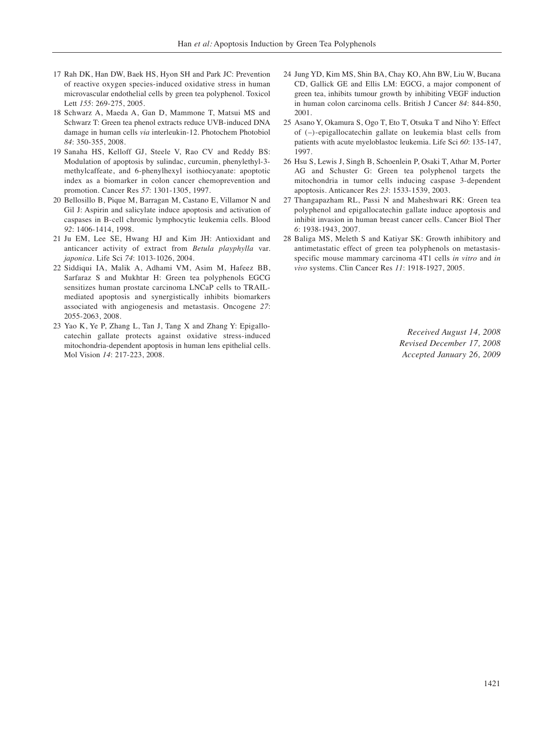17 Rah DK, Han DW, Baek HS, Hyon SH and Park JC: Prevention of reactive oxygen species-induced oxidative stress in human microvascular endothelial cells by green tea polyphenol. Toxicol Lett *155*: 269-275, 2005.

18 Schwarz A, Maeda A, Gan D, Mammone T, Matsui MS and Schwarz T: Green tea phenol extracts reduce UVB-induced DNA damage in human cells *via* interleukin-12. Photochem Photobiol *84*: 350-355, 2008.

19 Sanaha HS, Kelloff GJ, Steele V, Rao CV and Reddy BS: Modulation of apoptosis by sulindac, curcumin, phenylethyl-3-methylcaffeate, and 6-phenylhexyl isothiocyanate: apoptotic index as a biomarker in colon cancer chemoprevention and promotion. Cancer Res *57*: 1301-1305, 1997.

20 Bellosillo B, Pique M, Barragan M, Castano E, Villamor N and Gil J: Aspirin and salicylate induce apoptosis and activation of caspases in B-cell chromic lymphocytic leukemia cells. Blood *92*: 1406-1414, 1998.

21 Ju EM, Lee SE, Hwang HJ and Kim JH: Antioxidant and anticancer activity of extract from *Betula playphylla* var. *japonica*. Life Sci *74*: 1013-1026, 2004.

22 Siddiqui IA, Malik A, Adhami VM, Asim M, Hafeez BB, Sarfaraz S and Mukhtar H: Green tea polyphenols EGCG sensitizes human prostate carcinoma LNCaP cells to TRAIL-mediated apoptosis and synergistically inhibits biomarkers associated with angiogenesis and metastasis. Oncogene *27*: 2055-2063, 2008.

23 Yao K, Ye P, Zhang L, Tan J, Tang X and Zhang Y: Epigallocatechin gallate protects against oxidative stress-induced mitochondria-dependent apoptosis in human lens epithelial cells. Mol Vision *14*: 217-223, 2008.

24 Jung YD, Kim MS, Shin BA, Chay KO, Ahn BW, Liu W, Bucana CD, Gallick GE and Ellis LM: EGCG, a major component of green tea, inhibits tumour growth by inhibiting VEGF induction in human colon carcinoma cells. British J Cancer *84*: 844-850, 2001.

25 Asano Y, Okamura S, Ogo T, Eto T, Otsuka T and Niho Y: Effect of (–)-epigallocatechin gallate on leukemia blast cells from patients with acute myeloblastoc leukemia. Life Sci *60*: 135-147, 1997.

26 Hsu S, Lewis J, Singh B, Schoenlein P, Osaki T, Athar M, Porter AG and Schuster G: Green tea polyphenol targets the mitochondria in tumor cells inducing caspase 3-dependent apoptosis. Anticancer Res *23*: 1533-1539, 2003.

27 Thangapazham RL, Passi N and Maheshwari RK: Green tea polyphenol and epigallocatechin gallate induce apoptosis and inhibit invasion in human breast cancer cells. Cancer Biol Ther *6*: 1938-1943, 2007.

28 Baliga MS, Meleth S and Katiyar SK: Growth inhibitory and antimetastatic effect of green tea polyphenols on metastasis-specific mouse mammary carcinoma 4T1 cells *in vitro* and *in vivo* systems. Clin Cancer Res *11*: 1918-1927, 2005.

*Received August 14, 2008*
*Revised December 17, 2008*
*Accepted January 26, 2009*